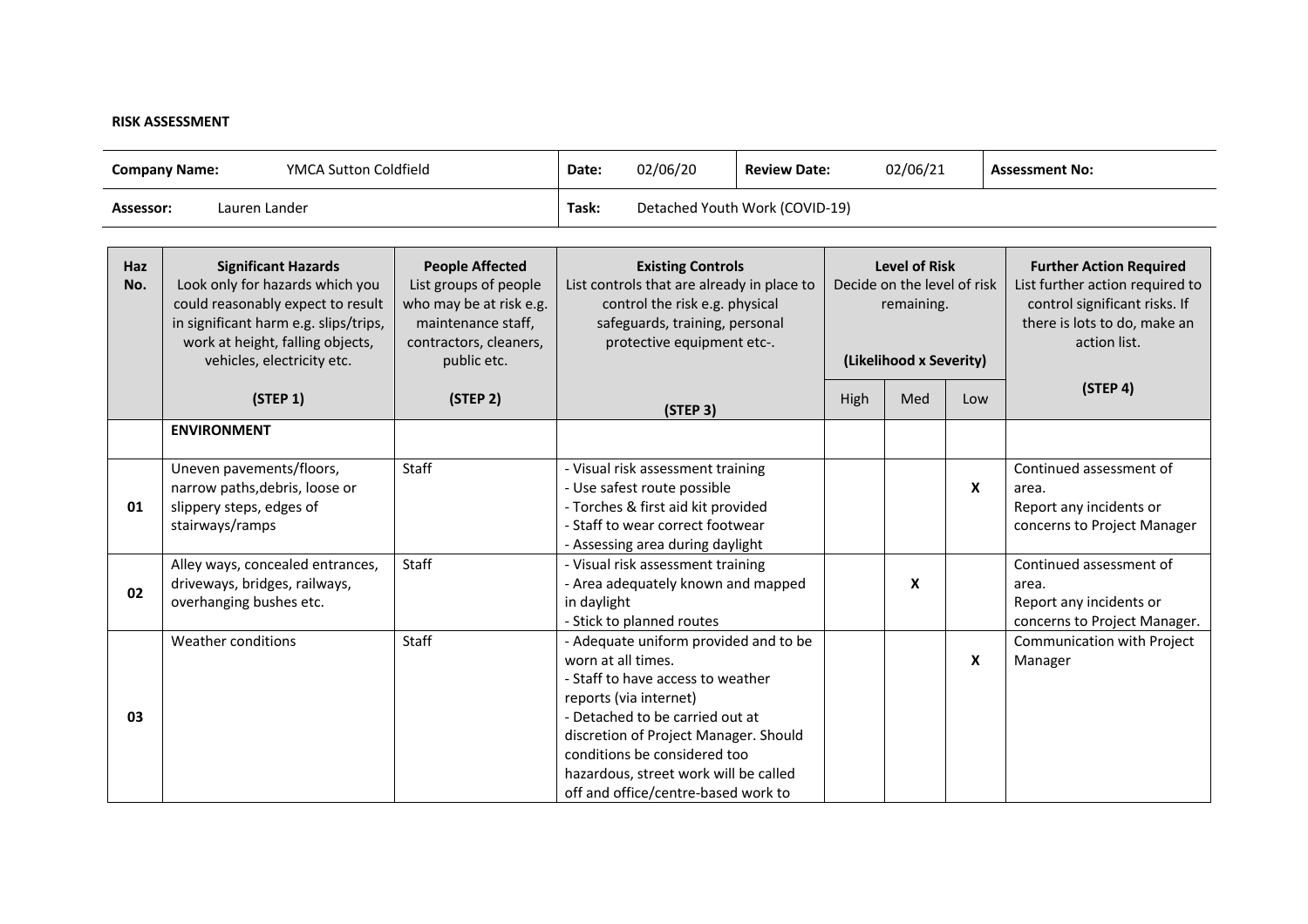**RISK ASSESSMENT**

| **Company Name:** YMCA Sutton Coldfield | **Date:** 02/06/20 | **Review Date:** 02/06/21 | **Assessment No:** |
|---|---|---|---|
| **Assessor:** Lauren Lander | **Task:** Detached Youth Work (COVID-19) | | |

| Haz No. | Significant Hazards<br>Look only for hazards which you could reasonably expect to result in significant harm e.g. slips/trips, work at height, falling objects, vehicles, electricity etc.<br>(STEP 1) | People Affected<br>List groups of people who may be at risk e.g. maintenance staff, contractors, cleaners, public etc.<br>(STEP 2) | Existing Controls<br>List controls that are already in place to control the risk e.g. physical safeguards, training, personal protective equipment etc-.<br>(STEP 3) | Level of Risk<br>Decide on the level of risk remaining.<br>(Likelihood x Severity)<br>High | <br>Med | <br>Low | Further Action Required<br>List further action required to control significant risks. If there is lots to do, make an action list.<br>(STEP 4) |
|---|---|---|---|---|---|---|---|
| | **ENVIRONMENT** | | | | | | |
| 01 | Uneven pavements/floors, narrow paths,debris, loose or slippery steps, edges of stairways/ramps | Staff | - Visual risk assessment training<br>- Use safest route possible<br>- Torches & first aid kit provided<br>- Staff to wear correct footwear<br>- Assessing area during daylight | | | **X** | Continued assessment of area.<br>Report any incidents or concerns to Project Manager |
| 02 | Alley ways, concealed entrances, driveways, bridges, railways, overhanging bushes etc. | Staff | - Visual risk assessment training<br>- Area adequately known and mapped in daylight<br>- Stick to planned routes | | **X** | | Continued assessment of area.<br>Report any incidents or concerns to Project Manager. |
| 03 | Weather conditions | Staff | - Adequate uniform provided and to be worn at all times.<br>- Staff to have access to weather reports (via internet)<br>- Detached to be carried out at discretion of Project Manager. Should conditions be considered too hazardous, street work will be called off and office/centre-based work to | | | **X** | Communication with Project Manager |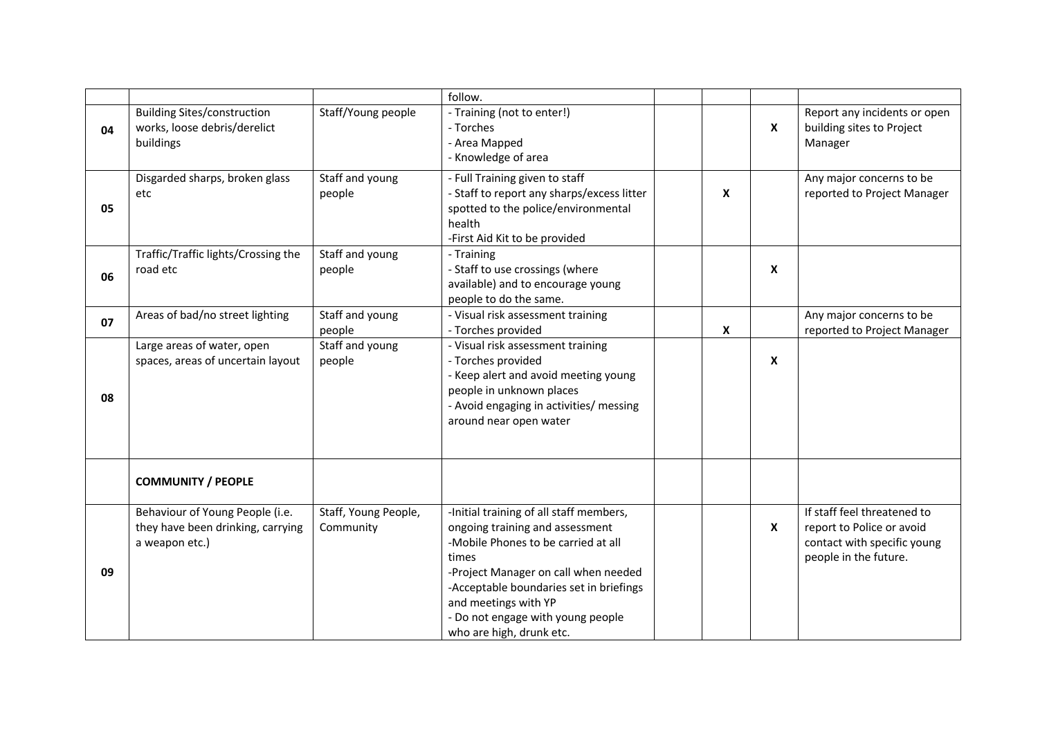| | | | follow. | | | | |
|---|---|---|---|---|---|---|---|
| 04 | Building Sites/construction works, loose debris/derelict buildings | Staff/Young people | - Training (not to enter!)<br>- Torches<br>- Area Mapped<br>- Knowledge of area | | | X | Report any incidents or open building sites to Project Manager |
| 05 | Disgarded sharps, broken glass etc | Staff and young people | - Full Training given to staff<br>- Staff to report any sharps/excess litter spotted to the police/environmental health<br>-First Aid Kit to be provided | | X | | Any major concerns to be reported to Project Manager |
| 06 | Traffic/Traffic lights/Crossing the road etc | Staff and young people | - Training<br>- Staff to use crossings (where available) and to encourage young people to do the same. | | | X | |
| 07 | Areas of bad/no street lighting | Staff and young people | - Visual risk assessment training<br>- Torches provided | | X | | Any major concerns to be reported to Project Manager |
| 08 | Large areas of water, open spaces, areas of uncertain layout | Staff and young people | - Visual risk assessment training<br>- Torches provided<br>- Keep alert and avoid meeting young people in unknown places<br>- Avoid engaging in activities/ messing around near open water | | | X | |
| | **COMMUNITY / PEOPLE** | | | | | | |
| 09 | Behaviour of Young People (i.e. they have been drinking, carrying a weapon etc.) | Staff, Young People, Community | -Initial training of all staff members, ongoing training and assessment<br>-Mobile Phones to be carried at all times<br>-Project Manager on call when needed<br>-Acceptable boundaries set in briefings and meetings with YP<br>- Do not engage with young people who are high, drunk etc. | | | X | If staff feel threatened to report to Police or avoid contact with specific young people in the future. |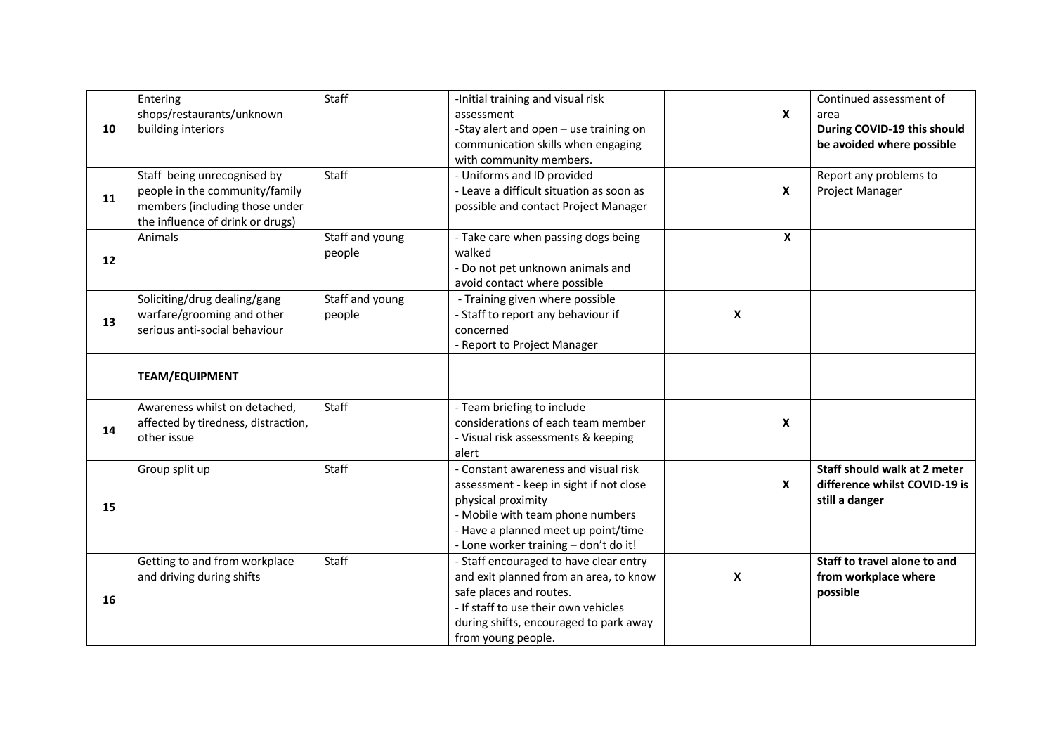| | | | | | | | |
|---|---|---|---|---|---|---|---|
| **10** | Entering shops/restaurants/unknown building interiors | Staff | -Initial training and visual risk assessment<br>-Stay alert and open – use training on communication skills when engaging with community members. | | | **X** | Continued assessment of area<br>**During COVID-19 this should be avoided where possible** |
| **11** | Staff being unrecognised by people in the community/family members (including those under the influence of drink or drugs) | Staff | - Uniforms and ID provided<br>- Leave a difficult situation as soon as possible and contact Project Manager | | | **X** | Report any problems to Project Manager |
| **12** | Animals | Staff and young people | - Take care when passing dogs being walked<br>- Do not pet unknown animals and avoid contact where possible | | | **X** | |
| **13** | Soliciting/drug dealing/gang warfare/grooming and other serious anti-social behaviour | Staff and young people | - Training given where possible<br>- Staff to report any behaviour if concerned<br>- Report to Project Manager | | **X** | | |
| | **TEAM/EQUIPMENT** | | | | | | |
| **14** | Awareness whilst on detached, affected by tiredness, distraction, other issue | Staff | - Team briefing to include considerations of each team member<br>- Visual risk assessments & keeping alert | | | **X** | |
| **15** | Group split up | Staff | - Constant awareness and visual risk assessment - keep in sight if not close physical proximity<br>- Mobile with team phone numbers<br>- Have a planned meet up point/time<br>- Lone worker training – don't do it! | | | **X** | **Staff should walk at 2 meter difference whilst COVID-19 is still a danger** |
| **16** | Getting to and from workplace and driving during shifts | Staff | - Staff encouraged to have clear entry and exit planned from an area, to know safe places and routes.<br>- If staff to use their own vehicles during shifts, encouraged to park away from young people. | | **X** | | **Staff to travel alone to and from workplace where possible** |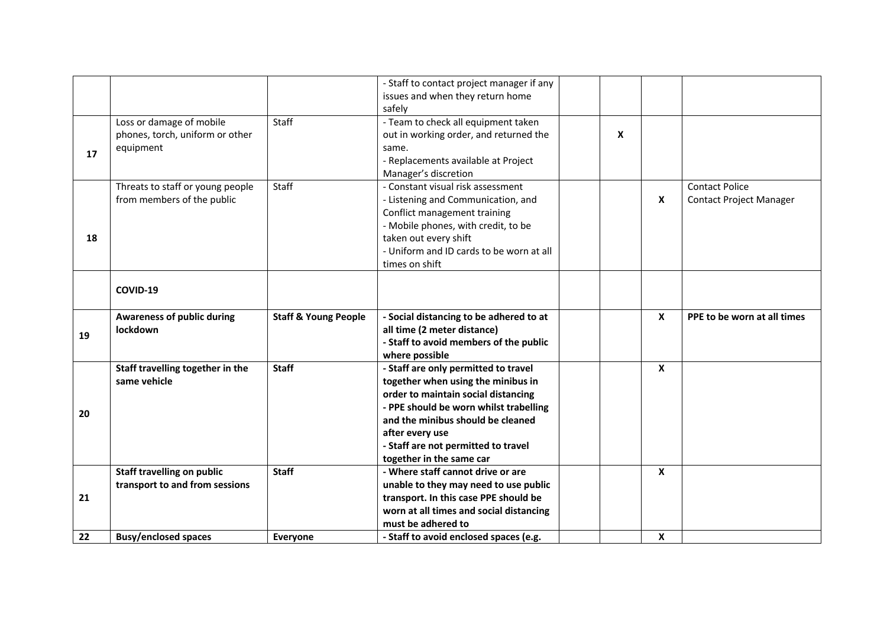| | | | | | | | |
|---|---|---|---|---|---|---|---|
| | | | - Staff to contact project manager if any issues and when they return home safely | | | | |
| 17 | Loss or damage of mobile phones, torch, uniform or other equipment | Staff | - Team to check all equipment taken out in working order, and returned the same.<br>- Replacements available at Project Manager's discretion | | X | | |
| 18 | Threats to staff or young people from members of the public | Staff | - Constant visual risk assessment<br>- Listening and Communication, and Conflict management training<br>- Mobile phones, with credit, to be taken out every shift<br>- Uniform and ID cards to be worn at all times on shift | | | X | Contact Police<br>Contact Project Manager |
| | **COVID-19** | | | | | | |
| 19 | **Awareness of public during lockdown** | **Staff & Young People** | **- Social distancing to be adhered to at all time (2 meter distance)<br>- Staff to avoid members of the public where possible** | | | **X** | **PPE to be worn at all times** |
| 20 | **Staff travelling together in the same vehicle** | **Staff** | **- Staff are only permitted to travel together when using the minibus in order to maintain social distancing<br>- PPE should be worn whilst trabelling and the minibus should be cleaned after every use<br>- Staff are not permitted to travel together in the same car** | | | **X** | |
| 21 | **Staff travelling on public transport to and from sessions** | **Staff** | **- Where staff cannot drive or are unable to they may need to use public transport. In this case PPE should be worn at all times and social distancing must be adhered to** | | | **X** | |
| 22 | **Busy/enclosed spaces** | **Everyone** | **- Staff to avoid enclosed spaces (e.g.** | | | **X** | |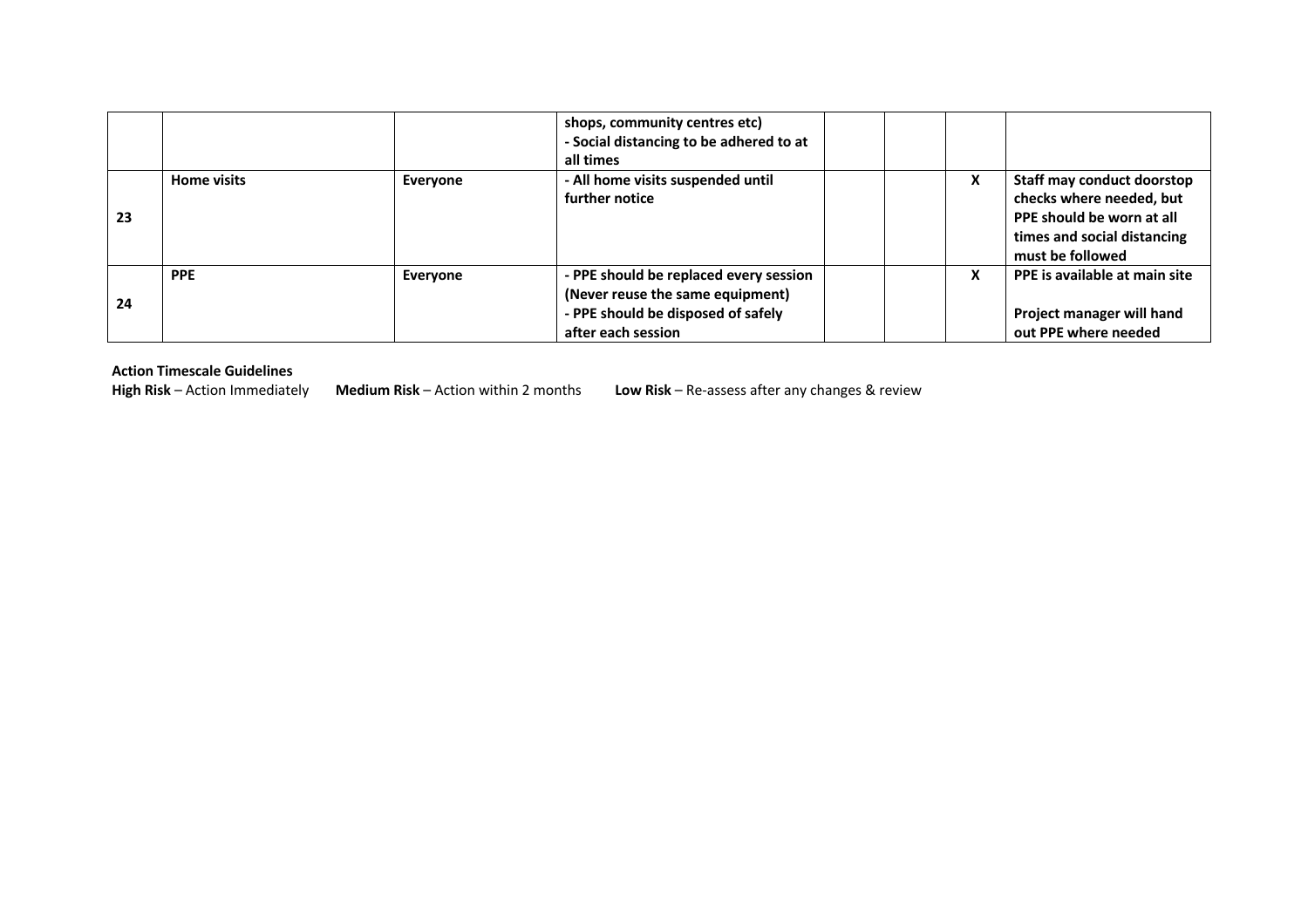| | | | | | | | |
|---|---|---|---|---|---|---|---|
| | | | shops, community centres etc)<br>- Social distancing to be adhered to at all times | | | | |
| 23 | Home visits | Everyone | - All home visits suspended until further notice | | | X | Staff may conduct doorstop checks where needed, but PPE should be worn at all times and social distancing must be followed |
| 24 | PPE | Everyone | - PPE should be replaced every session (Never reuse the same equipment)<br>- PPE should be disposed of safely after each session | | | X | PPE is available at main site<br><br>Project manager will hand out PPE where needed |

**Action Timescale Guidelines**
**High Risk** – Action Immediately **Medium Risk** – Action within 2 months **Low Risk** – Re-assess after any changes & review